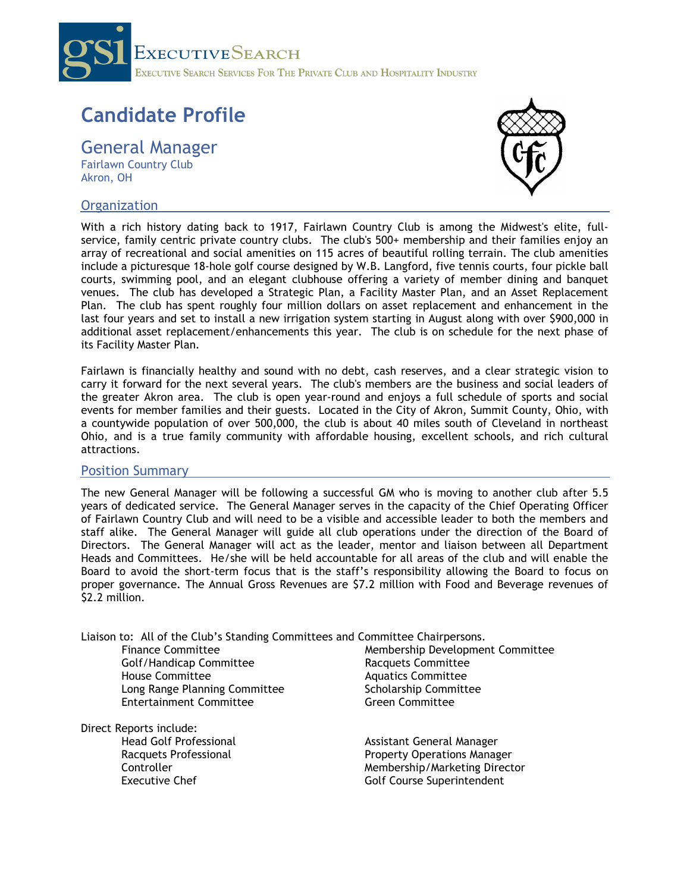**gsi** EXECUTIVE SEARCH

EXECUTIVE SEARCH SERVICES FOR THE PRIVATE CLUB AND HOSPITALITY INDUSTRY

# Candidate Profile

## General Manager

Fairlawn Country Club
Akron, OH

### Organization

With a rich history dating back to 1917, Fairlawn Country Club is among the Midwest's elite, full-service, family centric private country clubs. The club's 500+ membership and their families enjoy an array of recreational and social amenities on 115 acres of beautiful rolling terrain. The club amenities include a picturesque 18-hole golf course designed by W.B. Langford, five tennis courts, four pickle ball courts, swimming pool, and an elegant clubhouse offering a variety of member dining and banquet venues. The club has developed a Strategic Plan, a Facility Master Plan, and an Asset Replacement Plan. The club has spent roughly four million dollars on asset replacement and enhancement in the last four years and set to install a new irrigation system starting in August along with over $900,000 in additional asset replacement/enhancements this year. The club is on schedule for the next phase of its Facility Master Plan.

Fairlawn is financially healthy and sound with no debt, cash reserves, and a clear strategic vision to carry it forward for the next several years. The club's members are the business and social leaders of the greater Akron area. The club is open year-round and enjoys a full schedule of sports and social events for member families and their guests. Located in the City of Akron, Summit County, Ohio, with a countywide population of over 500,000, the club is about 40 miles south of Cleveland in northeast Ohio, and is a true family community with affordable housing, excellent schools, and rich cultural attractions.

### Position Summary

The new General Manager will be following a successful GM who is moving to another club after 5.5 years of dedicated service. The General Manager serves in the capacity of the Chief Operating Officer of Fairlawn Country Club and will need to be a visible and accessible leader to both the members and staff alike. The General Manager will guide all club operations under the direction of the Board of Directors. The General Manager will act as the leader, mentor and liaison between all Department Heads and Committees. He/she will be held accountable for all areas of the club and will enable the Board to avoid the short-term focus that is the staff's responsibility allowing the Board to focus on proper governance. The Annual Gross Revenues are $7.2 million with Food and Beverage revenues of $2.2 million.

Liaison to: All of the Club's Standing Committees and Committee Chairpersons.

- Finance Committee
- Golf/Handicap Committee
- House Committee
- Long Range Planning Committee
- Entertainment Committee
- Membership Development Committee
- Racquets Committee
- Aquatics Committee
- Scholarship Committee
- Green Committee

Direct Reports include:

- Head Golf Professional
- Racquets Professional
- Controller
- Executive Chef
- Assistant General Manager
- Property Operations Manager
- Membership/Marketing Director
- Golf Course Superintendent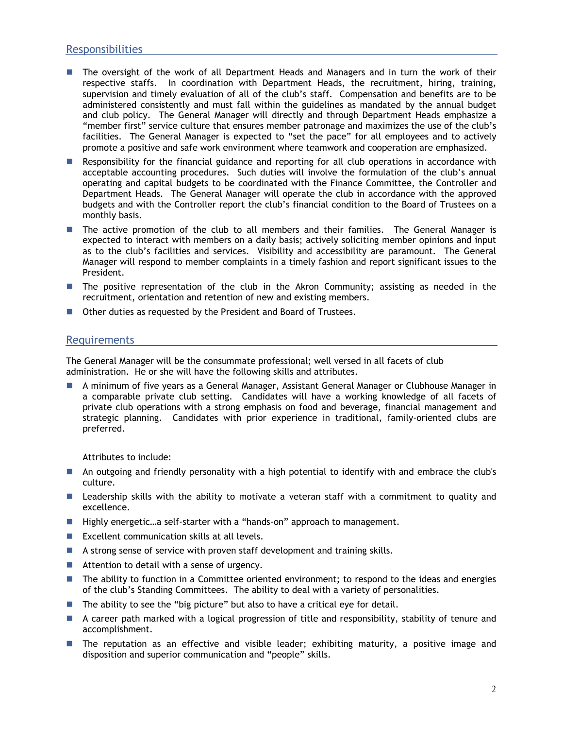## Responsibilities

- The oversight of the work of all Department Heads and Managers and in turn the work of their respective staffs. In coordination with Department Heads, the recruitment, hiring, training, supervision and timely evaluation of all of the club's staff. Compensation and benefits are to be administered consistently and must fall within the guidelines as mandated by the annual budget and club policy. The General Manager will directly and through Department Heads emphasize a "member first" service culture that ensures member patronage and maximizes the use of the club's facilities. The General Manager is expected to "set the pace" for all employees and to actively promote a positive and safe work environment where teamwork and cooperation are emphasized.
- Responsibility for the financial guidance and reporting for all club operations in accordance with acceptable accounting procedures. Such duties will involve the formulation of the club's annual operating and capital budgets to be coordinated with the Finance Committee, the Controller and Department Heads. The General Manager will operate the club in accordance with the approved budgets and with the Controller report the club's financial condition to the Board of Trustees on a monthly basis.
- The active promotion of the club to all members and their families. The General Manager is expected to interact with members on a daily basis; actively soliciting member opinions and input as to the club's facilities and services. Visibility and accessibility are paramount. The General Manager will respond to member complaints in a timely fashion and report significant issues to the President.
- The positive representation of the club in the Akron Community; assisting as needed in the recruitment, orientation and retention of new and existing members.
- Other duties as requested by the President and Board of Trustees.

## Requirements

The General Manager will be the consummate professional; well versed in all facets of club administration. He or she will have the following skills and attributes.

- A minimum of five years as a General Manager, Assistant General Manager or Clubhouse Manager in a comparable private club setting. Candidates will have a working knowledge of all facets of private club operations with a strong emphasis on food and beverage, financial management and strategic planning. Candidates with prior experience in traditional, family-oriented clubs are preferred.

Attributes to include:

- An outgoing and friendly personality with a high potential to identify with and embrace the club's culture.
- Leadership skills with the ability to motivate a veteran staff with a commitment to quality and excellence.
- Highly energetic…a self-starter with a "hands-on" approach to management.
- Excellent communication skills at all levels.
- A strong sense of service with proven staff development and training skills.
- Attention to detail with a sense of urgency.
- The ability to function in a Committee oriented environment; to respond to the ideas and energies of the club's Standing Committees. The ability to deal with a variety of personalities.
- The ability to see the "big picture" but also to have a critical eye for detail.
- A career path marked with a logical progression of title and responsibility, stability of tenure and accomplishment.
- The reputation as an effective and visible leader; exhibiting maturity, a positive image and disposition and superior communication and "people" skills.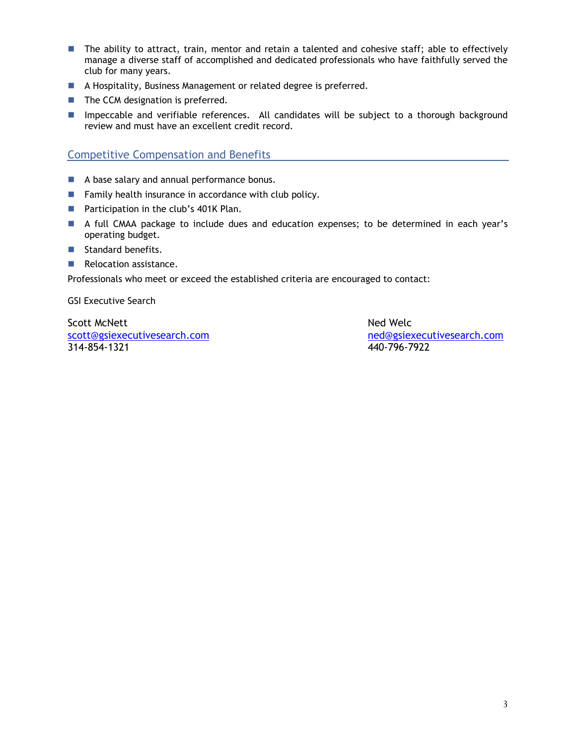- The ability to attract, train, mentor and retain a talented and cohesive staff; able to effectively manage a diverse staff of accomplished and dedicated professionals who have faithfully served the club for many years.
- A Hospitality, Business Management or related degree is preferred.
- The CCM designation is preferred.
- Impeccable and verifiable references. All candidates will be subject to a thorough background review and must have an excellent credit record.

## Competitive Compensation and Benefits

- A base salary and annual performance bonus.
- Family health insurance in accordance with club policy.
- Participation in the club's 401K Plan.
- A full CMAA package to include dues and education expenses; to be determined in each year's operating budget.
- Standard benefits.
- Relocation assistance.

Professionals who meet or exceed the established criteria are encouraged to contact:

GSI Executive Search

Scott McNett
scott@gsiexecutivesearch.com
314-854-1321

Ned Welc
ned@gsiexecutivesearch.com
440-796-7922